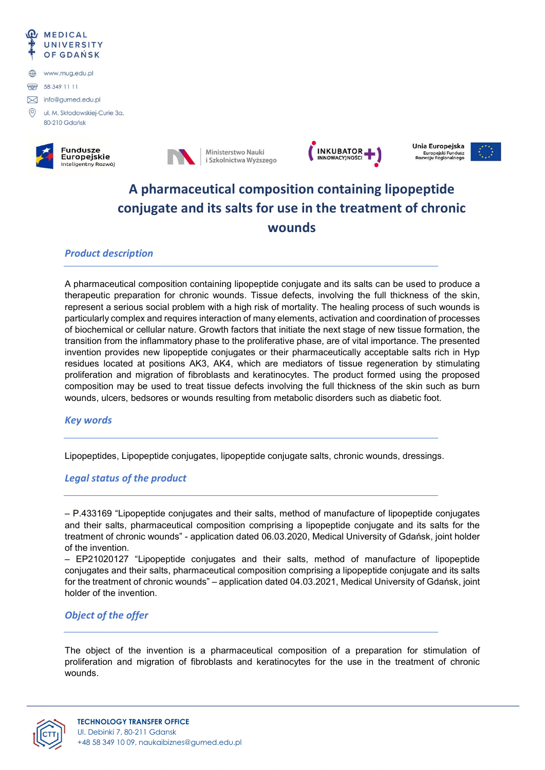MEDICAL UNIVERSITY OF GDAŃSK

www.mug.edu.pl

58 349 11 11

info@gumed.edu.pl

ul. M. Skłodowskiej-Curie 3a, 80-210 Gdańsk

Fundusze Europejskie Inteligentny Rozwój

Ministerstwo Nauki i Szkolnictwa Wyższego

INKUBATOR INNOWACYJNOŚCI+

Unia Europejska Europejski Fundusz Rozwoju Regionalnego

# A pharmaceutical composition containing lipopeptide conjugate and its salts for use in the treatment of chronic wounds

## *Product description*

A pharmaceutical composition containing lipopeptide conjugate and its salts can be used to produce a therapeutic preparation for chronic wounds. Tissue defects, involving the full thickness of the skin, represent a serious social problem with a high risk of mortality. The healing process of such wounds is particularly complex and requires interaction of many elements, activation and coordination of processes of biochemical or cellular nature. Growth factors that initiate the next stage of new tissue formation, the transition from the inflammatory phase to the proliferative phase, are of vital importance. The presented invention provides new lipopeptide conjugates or their pharmaceutically acceptable salts rich in Hyp residues located at positions AK3, AK4, which are mediators of tissue regeneration by stimulating proliferation and migration of fibroblasts and keratinocytes. The product formed using the proposed composition may be used to treat tissue defects involving the full thickness of the skin such as burn wounds, ulcers, bedsores or wounds resulting from metabolic disorders such as diabetic foot.

## *Key words*

Lipopeptides, Lipopeptide conjugates, lipopeptide conjugate salts, chronic wounds, dressings.

## *Legal status of the product*

– P.433169 “Lipopeptide conjugates and their salts, method of manufacture of lipopeptide conjugates and their salts, pharmaceutical composition comprising a lipopeptide conjugate and its salts for the treatment of chronic wounds” - application dated 06.03.2020, Medical University of Gdańsk, joint holder of the invention.

– EP21020127 “Lipopeptide conjugates and their salts, method of manufacture of lipopeptide conjugates and their salts, pharmaceutical composition comprising a lipopeptide conjugate and its salts for the treatment of chronic wounds” – application dated 04.03.2021, Medical University of Gdańsk, joint holder of the invention.

## *Object of the offer*

The object of the invention is a pharmaceutical composition of a preparation for stimulation of proliferation and migration of fibroblasts and keratinocytes for the use in the treatment of chronic wounds.

**TECHNOLOGY TRANSFER OFFICE**

Ul. Debinki 7, 80-211 Gdansk

+48 58 349 10 09, naukaibiznes@gumed.edu.pl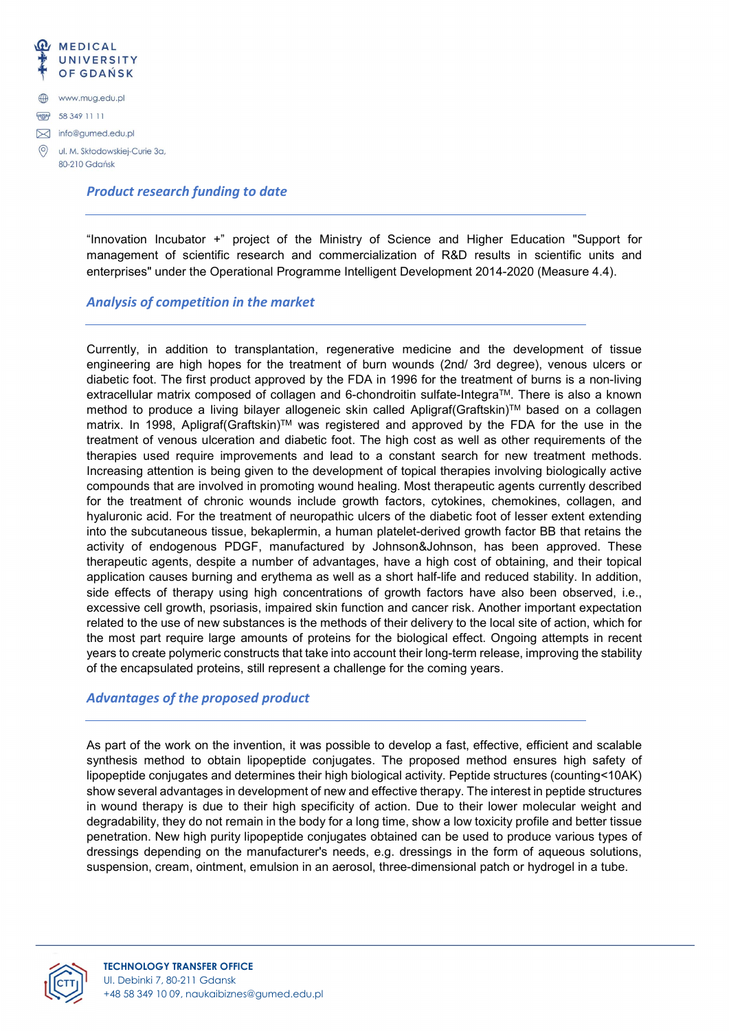## *Product research funding to date*

“Innovation Incubator +” project of the Ministry of Science and Higher Education "Support for management of scientific research and commercialization of R&D results in scientific units and enterprises" under the Operational Programme Intelligent Development 2014-2020 (Measure 4.4).

## *Analysis of competition in the market*

Currently, in addition to transplantation, regenerative medicine and the development of tissue engineering are high hopes for the treatment of burn wounds (2nd/ 3rd degree), venous ulcers or diabetic foot. The first product approved by the FDA in 1996 for the treatment of burns is a non-living extracellular matrix composed of collagen and 6-chondroitin sulfate-Integra™. There is also a known method to produce a living bilayer allogeneic skin called Apligraf(Graftskin)™ based on a collagen matrix. In 1998, Apligraf(Graftskin)™ was registered and approved by the FDA for the use in the treatment of venous ulceration and diabetic foot. The high cost as well as other requirements of the therapies used require improvements and lead to a constant search for new treatment methods. Increasing attention is being given to the development of topical therapies involving biologically active compounds that are involved in promoting wound healing. Most therapeutic agents currently described for the treatment of chronic wounds include growth factors, cytokines, chemokines, collagen, and hyaluronic acid. For the treatment of neuropathic ulcers of the diabetic foot of lesser extent extending into the subcutaneous tissue, bekaplermin, a human platelet-derived growth factor BB that retains the activity of endogenous PDGF, manufactured by Johnson&Johnson, has been approved. These therapeutic agents, despite a number of advantages, have a high cost of obtaining, and their topical application causes burning and erythema as well as a short half-life and reduced stability. In addition, side effects of therapy using high concentrations of growth factors have also been observed, i.e., excessive cell growth, psoriasis, impaired skin function and cancer risk. Another important expectation related to the use of new substances is the methods of their delivery to the local site of action, which for the most part require large amounts of proteins for the biological effect. Ongoing attempts in recent years to create polymeric constructs that take into account their long-term release, improving the stability of the encapsulated proteins, still represent a challenge for the coming years.

## *Advantages of the proposed product*

As part of the work on the invention, it was possible to develop a fast, effective, efficient and scalable synthesis method to obtain lipopeptide conjugates. The proposed method ensures high safety of lipopeptide conjugates and determines their high biological activity. Peptide structures (counting<10AK) show several advantages in development of new and effective therapy. The interest in peptide structures in wound therapy is due to their high specificity of action. Due to their lower molecular weight and degradability, they do not remain in the body for a long time, show a low toxicity profile and better tissue penetration. New high purity lipopeptide conjugates obtained can be used to produce various types of dressings depending on the manufacturer's needs, e.g. dressings in the form of aqueous solutions, suspension, cream, ointment, emulsion in an aerosol, three-dimensional patch or hydrogel in a tube.